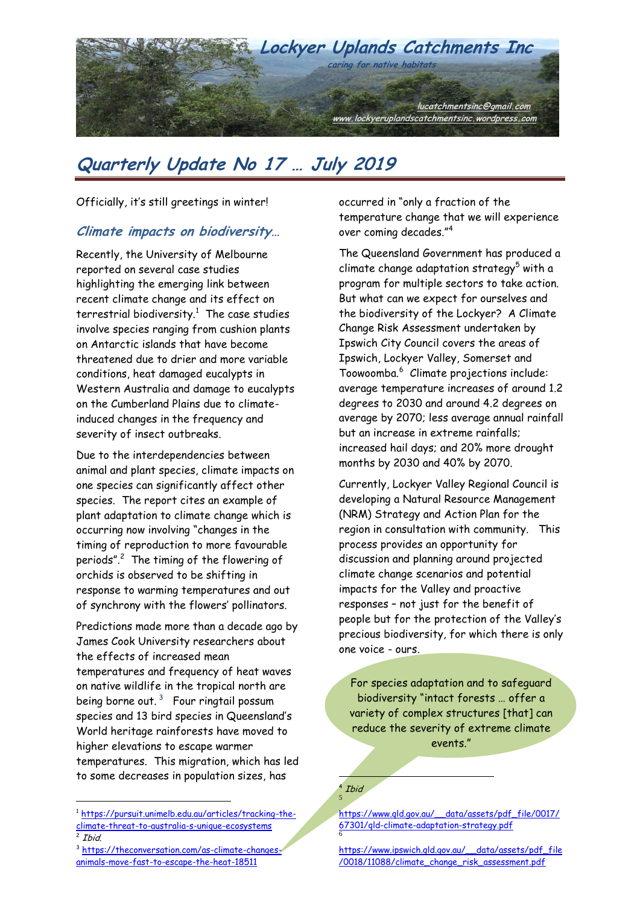# Lockyer Uplands Catchments Inc

*… caring for native habitats*

lucatchmentsinc@gmail.com
www.lockyeruplandscatchmentsinc.wordpress.com

## Quarterly Update No 17 … July 2019

Officially, it's still greetings in winter!

### Climate impacts on biodiversity…

Recently, the University of Melbourne reported on several case studies highlighting the emerging link between recent climate change and its effect on terrestrial biodiversity.[1] The case studies involve species ranging from cushion plants on Antarctic islands that have become threatened due to drier and more variable conditions, heat damaged eucalypts in Western Australia and damage to eucalypts on the Cumberland Plains due to climate-induced changes in the frequency and severity of insect outbreaks.

Due to the interdependencies between animal and plant species, climate impacts on one species can significantly affect other species. The report cites an example of plant adaptation to climate change which is occurring now involving "changes in the timing of reproduction to more favourable periods".[2] The timing of the flowering of orchids is observed to be shifting in response to warming temperatures and out of synchrony with the flowers' pollinators.

Predictions made more than a decade ago by James Cook University researchers about the effects of increased mean temperatures and frequency of heat waves on native wildlife in the tropical north are being borne out.[3] Four ringtail possum species and 13 bird species in Queensland's World heritage rainforests have moved to higher elevations to escape warmer temperatures. This migration, which has led to some decreases in population sizes, has occurred in "only a fraction of the temperature change that we will experience over coming decades."[4]

The Queensland Government has produced a climate change adaptation strategy[5] with a program for multiple sectors to take action. But what can we expect for ourselves and the biodiversity of the Lockyer? A Climate Change Risk Assessment undertaken by Ipswich City Council covers the areas of Ipswich, Lockyer Valley, Somerset and Toowoomba.[6] Climate projections include: average temperature increases of around 1.2 degrees to 2030 and around 4.2 degrees on average by 2070; less average annual rainfall but an increase in extreme rainfalls; increased hail days; and 20% more drought months by 2030 and 40% by 2070.

Currently, Lockyer Valley Regional Council is developing a Natural Resource Management (NRM) Strategy and Action Plan for the region in consultation with community. This process provides an opportunity for discussion and planning around projected climate change scenarios and potential impacts for the Valley and proactive responses – not just for the benefit of people but for the protection of the Valley's precious biodiversity, for which there is only one voice - ours.

> For species adaptation and to safeguard biodiversity "intact forests … offer a variety of complex structures [that] can reduce the severity of extreme climate events."

---

[1] https://pursuit.unimelb.edu.au/articles/tracking-the-climate-threat-to-australia-s-unique-ecosystems

[2] *Ibid.*

[3] https://theconversation.com/as-climate-changes-animals-move-fast-to-escape-the-heat-18511

[4] *Ibid*

[5] https://www.qld.gov.au/__data/assets/pdf_file/0017/67301/qld-climate-adaptation-strategy.pdf

[6] https://www.ipswich.qld.gov.au/__data/assets/pdf_file/0018/11088/climate_change_risk_assessment.pdf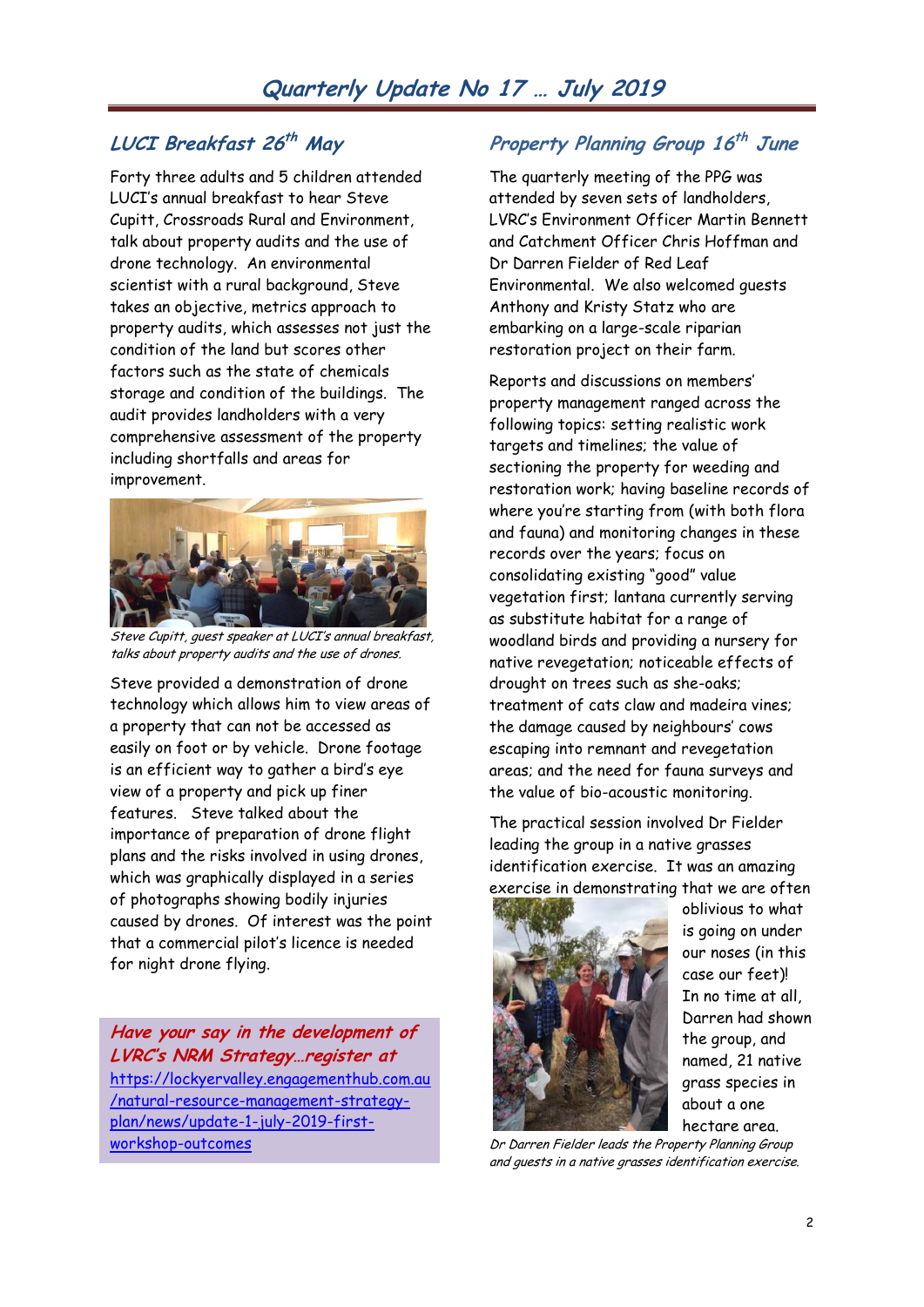# Quarterly Update No 17 … July 2019

## LUCI Breakfast 26th May

Forty three adults and 5 children attended LUCI's annual breakfast to hear Steve Cupitt, Crossroads Rural and Environment, talk about property audits and the use of drone technology. An environmental scientist with a rural background, Steve takes an objective, metrics approach to property audits, which assesses not just the condition of the land but scores other factors such as the state of chemicals storage and condition of the buildings. The audit provides landholders with a very comprehensive assessment of the property including shortfalls and areas for improvement.

*Steve Cupitt, guest speaker at LUCI's annual breakfast, talks about property audits and the use of drones.*

Steve provided a demonstration of drone technology which allows him to view areas of a property that can not be accessed as easily on foot or by vehicle. Drone footage is an efficient way to gather a bird's eye view of a property and pick up finer features. Steve talked about the importance of preparation of drone flight plans and the risks involved in using drones, which was graphically displayed in a series of photographs showing bodily injuries caused by drones. Of interest was the point that a commercial pilot's licence is needed for night drone flying.

***Have your say in the development of LVRC's NRM Strategy…register at***
https://lockyervalley.engagementhub.com.au/natural-resource-management-strategy-plan/news/update-1-july-2019-first-workshop-outcomes

## Property Planning Group 16th June

The quarterly meeting of the PPG was attended by seven sets of landholders, LVRC's Environment Officer Martin Bennett and Catchment Officer Chris Hoffman and Dr Darren Fielder of Red Leaf Environmental. We also welcomed guests Anthony and Kristy Statz who are embarking on a large-scale riparian restoration project on their farm.

Reports and discussions on members' property management ranged across the following topics: setting realistic work targets and timelines; the value of sectioning the property for weeding and restoration work; having baseline records of where you're starting from (with both flora and fauna) and monitoring changes in these records over the years; focus on consolidating existing "good" value vegetation first; lantana currently serving as substitute habitat for a range of woodland birds and providing a nursery for native revegetation; noticeable effects of drought on trees such as she-oaks; treatment of cats claw and madeira vines; the damage caused by neighbours' cows escaping into remnant and revegetation areas; and the need for fauna surveys and the value of bio-acoustic monitoring.

The practical session involved Dr Fielder leading the group in a native grasses identification exercise. It was an amazing exercise in demonstrating that we are often oblivious to what is going on under our noses (in this case our feet)! In no time at all, Darren had shown the group, and named, 21 native grass species in about a one hectare area.

*Dr Darren Fielder leads the Property Planning Group and guests in a native grasses identification exercise.*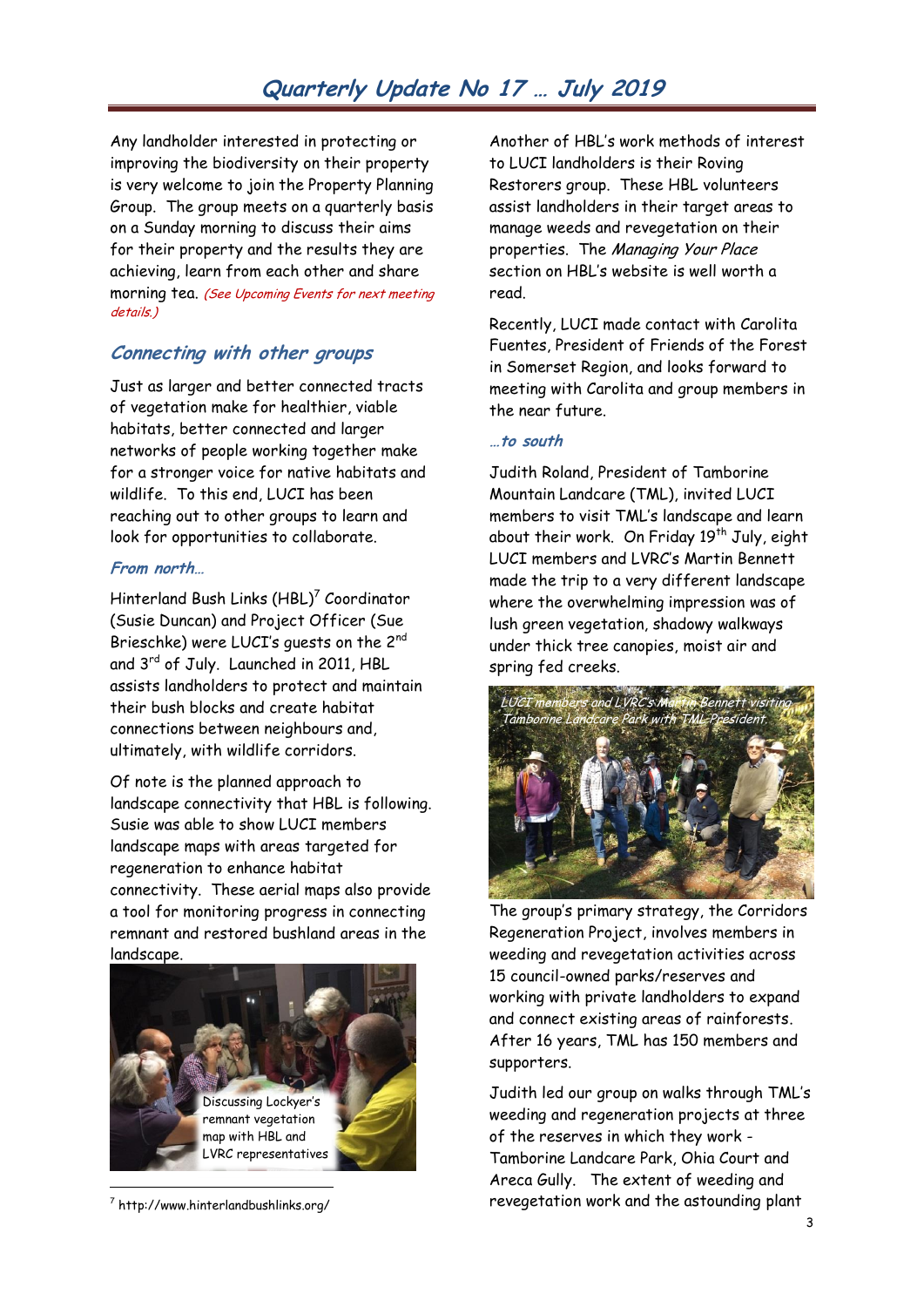Any landholder interested in protecting or improving the biodiversity on their property is very welcome to join the Property Planning Group. The group meets on a quarterly basis on a Sunday morning to discuss their aims for their property and the results they are achieving, learn from each other and share morning tea. *(See Upcoming Events for next meeting details.)*

## Connecting with other groups

Just as larger and better connected tracts of vegetation make for healthier, viable habitats, better connected and larger networks of people working together make for a stronger voice for native habitats and wildlife. To this end, LUCI has been reaching out to other groups to learn and look for opportunities to collaborate.

### *From north…*

Hinterland Bush Links (HBL)[7] Coordinator (Susie Duncan) and Project Officer (Sue Brieschke) were LUCI's guests on the 2nd and 3rd of July. Launched in 2011, HBL assists landholders to protect and maintain their bush blocks and create habitat connections between neighbours and, ultimately, with wildlife corridors.

Of note is the planned approach to landscape connectivity that HBL is following. Susie was able to show LUCI members landscape maps with areas targeted for regeneration to enhance habitat connectivity. These aerial maps also provide a tool for monitoring progress in connecting remnant and restored bushland areas in the landscape.

Discussing Lockyer's remnant vegetation map with HBL and LVRC representatives

Another of HBL's work methods of interest to LUCI landholders is their Roving Restorers group. These HBL volunteers assist landholders in their target areas to manage weeds and revegetation on their properties. The *Managing Your Place* section on HBL's website is well worth a read.

Recently, LUCI made contact with Carolita Fuentes, President of Friends of the Forest in Somerset Region, and looks forward to meeting with Carolita and group members in the near future.

### *…to south*

Judith Roland, President of Tamborine Mountain Landcare (TML), invited LUCI members to visit TML's landscape and learn about their work. On Friday 19th July, eight LUCI members and LVRC's Martin Bennett made the trip to a very different landscape where the overwhelming impression was of lush green vegetation, shadowy walkways under thick tree canopies, moist air and spring fed creeks.

*LUCI members and LVRC's Martin Bennett visiting Tamborine Landcare Park with TML President.*

The group's primary strategy, the Corridors Regeneration Project, involves members in weeding and revegetation activities across 15 council-owned parks/reserves and working with private landholders to expand and connect existing areas of rainforests. After 16 years, TML has 150 members and supporters.

Judith led our group on walks through TML's weeding and regeneration projects at three of the reserves in which they work - Tamborine Landcare Park, Ohia Court and Areca Gully. The extent of weeding and revegetation work and the astounding plant

---

[7] http://www.hinterlandbushlinks.org/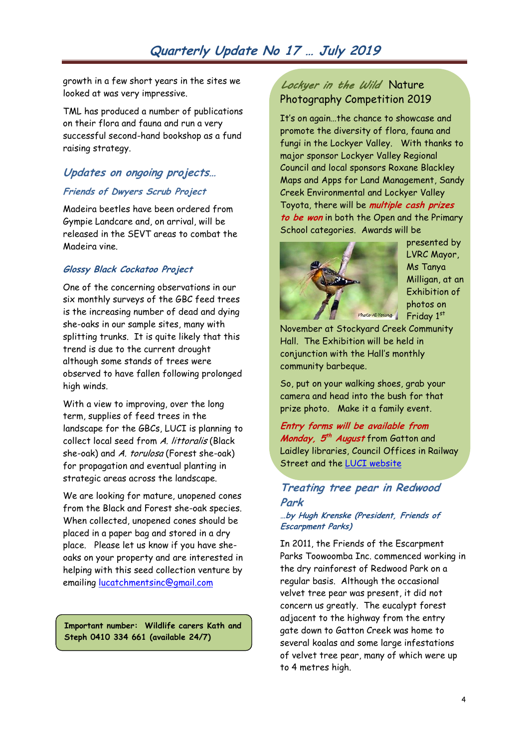growth in a few short years in the sites we looked at was very impressive.

TML has produced a number of publications on their flora and fauna and run a very successful second-hand bookshop as a fund raising strategy.

## *Updates on ongoing projects…*

### *Friends of Dwyers Scrub Project*

Madeira beetles have been ordered from Gympie Landcare and, on arrival, will be released in the SEVT areas to combat the Madeira vine.

### *Glossy Black Cockatoo Project*

One of the concerning observations in our six monthly surveys of the GBC feed trees is the increasing number of dead and dying she-oaks in our sample sites, many with splitting trunks. It is quite likely that this trend is due to the current drought although some stands of trees were observed to have fallen following prolonged high winds.

With a view to improving, over the long term, supplies of feed trees in the landscape for the GBCs, LUCI is planning to collect local seed from *A. littoralis* (Black she-oak) and *A. torulosa* (Forest she-oak) for propagation and eventual planting in strategic areas across the landscape.

We are looking for mature, unopened cones from the Black and Forest she-oak species. When collected, unopened cones should be placed in a paper bag and stored in a dry place. Please let us know if you have she-oaks on your property and are interested in helping with this seed collection venture by emailing lucatchmentsinc@gmail.com

**Important number: Wildlife carers Kath and Steph 0410 334 661 (available 24/7)**

## *Lockyer in the Wild* Nature Photography Competition 2019

It's on again…the chance to showcase and promote the diversity of flora, fauna and fungi in the Lockyer Valley. With thanks to major sponsor Lockyer Valley Regional Council and local sponsors Roxane Blackley Maps and Apps for Land Management, Sandy Creek Environmental and Lockyer Valley Toyota, there will be ***multiple cash prizes to be won*** in both the Open and the Primary School categories. Awards will be presented by LVRC Mayor, Ms Tanya Milligan, at an Exhibition of photos on Friday 1st November at Stockyard Creek Community Hall. The Exhibition will be held in conjunction with the Hall's monthly community barbeque.

Photo Al Young

So, put on your walking shoes, grab your camera and head into the bush for that prize photo. Make it a family event.

***Entry forms will be available from Monday, 5th August*** from Gatton and Laidley libraries, Council Offices in Railway Street and the LUCI website

## *Treating tree pear in Redwood Park*

*…by Hugh Krenske (President, Friends of Escarpment Parks)*

In 2011, the Friends of the Escarpment Parks Toowoomba Inc. commenced working in the dry rainforest of Redwood Park on a regular basis. Although the occasional velvet tree pear was present, it did not concern us greatly. The eucalypt forest adjacent to the highway from the entry gate down to Gatton Creek was home to several koalas and some large infestations of velvet tree pear, many of which were up to 4 metres high.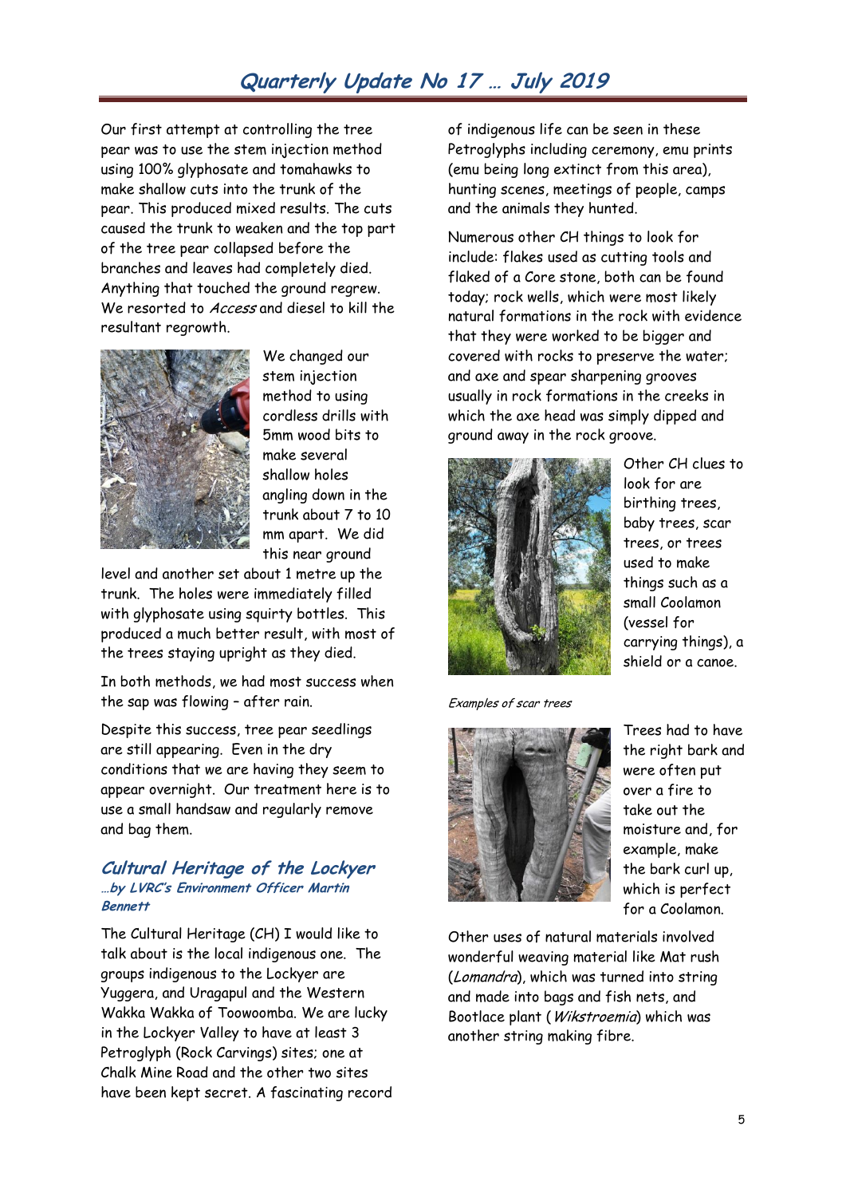Our first attempt at controlling the tree pear was to use the stem injection method using 100% glyphosate and tomahawks to make shallow cuts into the trunk of the pear. This produced mixed results. The cuts caused the trunk to weaken and the top part of the tree pear collapsed before the branches and leaves had completely died. Anything that touched the ground regrew. We resorted to *Access* and diesel to kill the resultant regrowth.

We changed our stem injection method to using cordless drills with 5mm wood bits to make several shallow holes angling down in the trunk about 7 to 10 mm apart. We did this near ground level and another set about 1 metre up the trunk. The holes were immediately filled with glyphosate using squirty bottles. This produced a much better result, with most of the trees staying upright as they died.

In both methods, we had most success when the sap was flowing – after rain.

Despite this success, tree pear seedlings are still appearing. Even in the dry conditions that we are having they seem to appear overnight. Our treatment here is to use a small handsaw and regularly remove and bag them.

## Cultural Heritage of the Lockyer

***…by LVRC's Environment Officer Martin Bennett***

The Cultural Heritage (CH) I would like to talk about is the local indigenous one. The groups indigenous to the Lockyer are Yuggera, and Uragapul and the Western Wakka Wakka of Toowoomba. We are lucky in the Lockyer Valley to have at least 3 Petroglyph (Rock Carvings) sites; one at Chalk Mine Road and the other two sites have been kept secret. A fascinating record of indigenous life can be seen in these Petroglyphs including ceremony, emu prints (emu being long extinct from this area), hunting scenes, meetings of people, camps and the animals they hunted.

Numerous other CH things to look for include: flakes used as cutting tools and flaked of a Core stone, both can be found today; rock wells, which were most likely natural formations in the rock with evidence that they were worked to be bigger and covered with rocks to preserve the water; and axe and spear sharpening grooves usually in rock formations in the creeks in which the axe head was simply dipped and ground away in the rock groove.

Other CH clues to look for are birthing trees, baby trees, scar trees, or trees used to make things such as a small Coolamon (vessel for carrying things), a shield or a canoe.

*Examples of scar trees*

Trees had to have the right bark and were often put over a fire to take out the moisture and, for example, make the bark curl up, which is perfect for a Coolamon.

Other uses of natural materials involved wonderful weaving material like Mat rush (*Lomandra*), which was turned into string and made into bags and fish nets, and Bootlace plant (*Wikstroemia*) which was another string making fibre.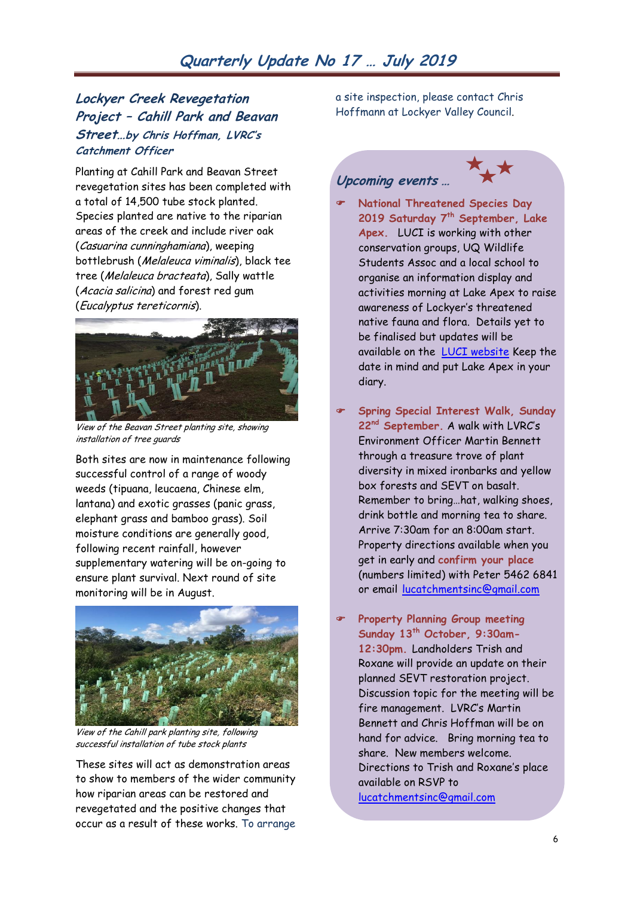## Lockyer Creek Revegetation Project – Cahill Park and Beavan Street…*by Chris Hoffman, LVRC's Catchment Officer*

Planting at Cahill Park and Beavan Street revegetation sites has been completed with a total of 14,500 tube stock planted. Species planted are native to the riparian areas of the creek and include river oak (*Casuarina cunninghamiana*), weeping bottlebrush (*Melaleuca viminalis*), black tee tree (*Melaleuca bracteata*), Sally wattle (*Acacia salicina*) and forest red gum (*Eucalyptus tereticornis*).

*View of the Beavan Street planting site, showing installation of tree guards*

Both sites are now in maintenance following successful control of a range of woody weeds (tipuana, leucaena, Chinese elm, lantana) and exotic grasses (panic grass, elephant grass and bamboo grass). Soil moisture conditions are generally good, following recent rainfall, however supplementary watering will be on-going to ensure plant survival. Next round of site monitoring will be in August.

*View of the Cahill park planting site, following successful installation of tube stock plants*

These sites will act as demonstration areas to show to members of the wider community how riparian areas can be restored and revegetated and the positive changes that occur as a result of these works. To arrange a site inspection, please contact Chris Hoffmann at Lockyer Valley Council.

## Upcoming events …

- **National Threatened Species Day 2019 Saturday 7th September, Lake Apex.** LUCI is working with other conservation groups, UQ Wildlife Students Assoc and a local school to organise an information display and activities morning at Lake Apex to raise awareness of Lockyer's threatened native fauna and flora. Details yet to be finalised but updates will be available on the [LUCI website](#) Keep the date in mind and put Lake Apex in your diary.

- **Spring Special Interest Walk, Sunday 22nd September.** A walk with LVRC's Environment Officer Martin Bennett through a treasure trove of plant diversity in mixed ironbarks and yellow box forests and SEVT on basalt. Remember to bring…hat, walking shoes, drink bottle and morning tea to share. Arrive 7:30am for an 8:00am start. Property directions available when you get in early and **confirm your place** (numbers limited) with Peter 5462 6841 or email lucatchmentsinc@gmail.com

- **Property Planning Group meeting Sunday 13th October, 9:30am-12:30pm.** Landholders Trish and Roxane will provide an update on their planned SEVT restoration project. Discussion topic for the meeting will be fire management. LVRC's Martin Bennett and Chris Hoffman will be on hand for advice. Bring morning tea to share. New members welcome. Directions to Trish and Roxane's place available on RSVP to lucatchmentsinc@gmail.com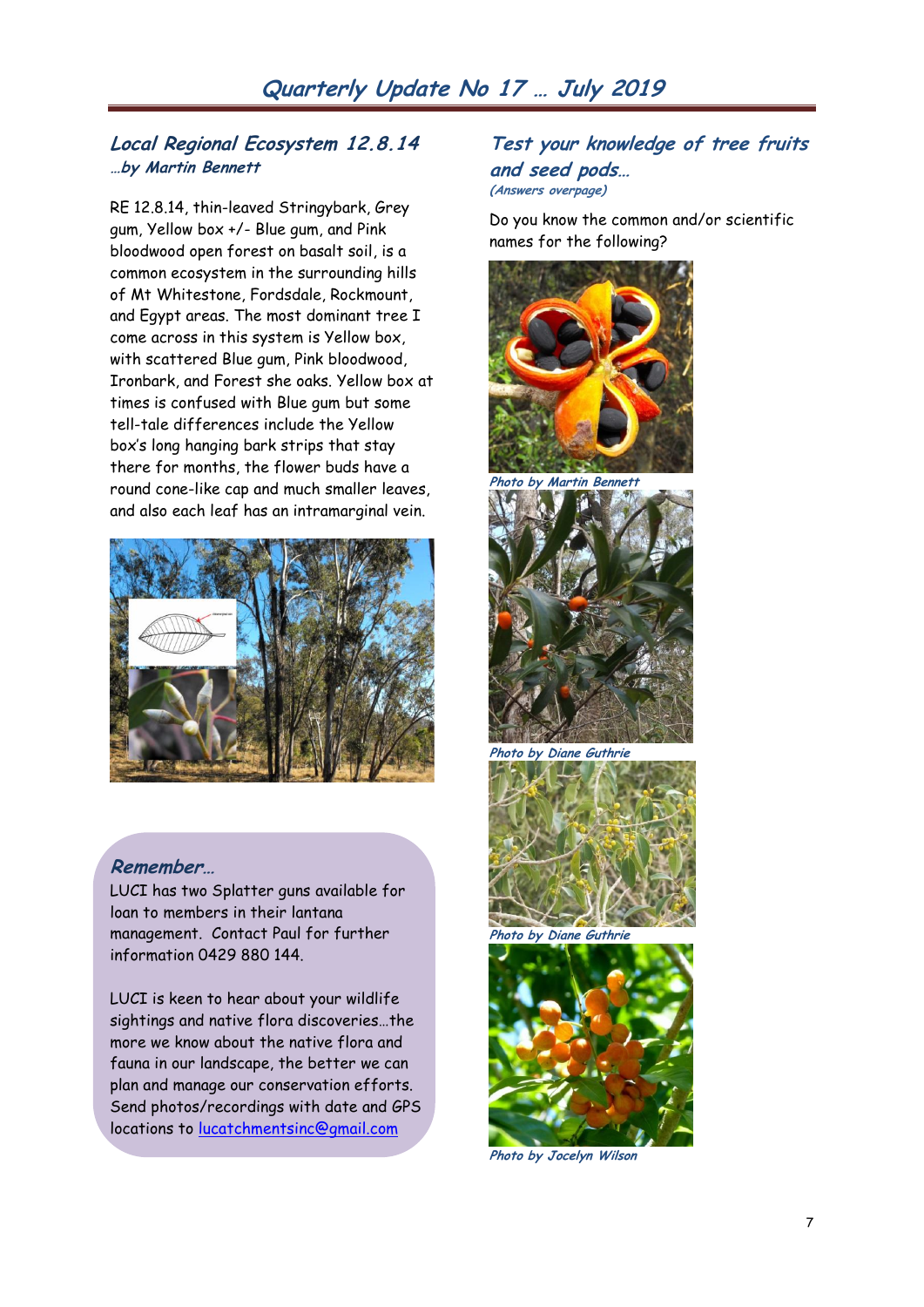## Local Regional Ecosystem 12.8.14

*…by Martin Bennett*

RE 12.8.14, thin-leaved Stringybark, Grey gum, Yellow box +/- Blue gum, and Pink bloodwood open forest on basalt soil, is a common ecosystem in the surrounding hills of Mt Whitestone, Fordsdale, Rockmount, and Egypt areas. The most dominant tree I come across in this system is Yellow box, with scattered Blue gum, Pink bloodwood, Ironbark, and Forest she oaks. Yellow box at times is confused with Blue gum but some tell-tale differences include the Yellow box's long hanging bark strips that stay there for months, the flower buds have a round cone-like cap and much smaller leaves, and also each leaf has an intramarginal vein.

## Remember…

LUCI has two Splatter guns available for loan to members in their lantana management. Contact Paul for further information 0429 880 144.

LUCI is keen to hear about your wildlife sightings and native flora discoveries…the more we know about the native flora and fauna in our landscape, the better we can plan and manage our conservation efforts. Send photos/recordings with date and GPS locations to lucatchmentsinc@gmail.com

## Test your knowledge of tree fruits and seed pods…

*(Answers overpage)*

Do you know the common and/or scientific names for the following?

*Photo by Martin Bennett*

*Photo by Diane Guthrie*

*Photo by Diane Guthrie*

*Photo by Jocelyn Wilson*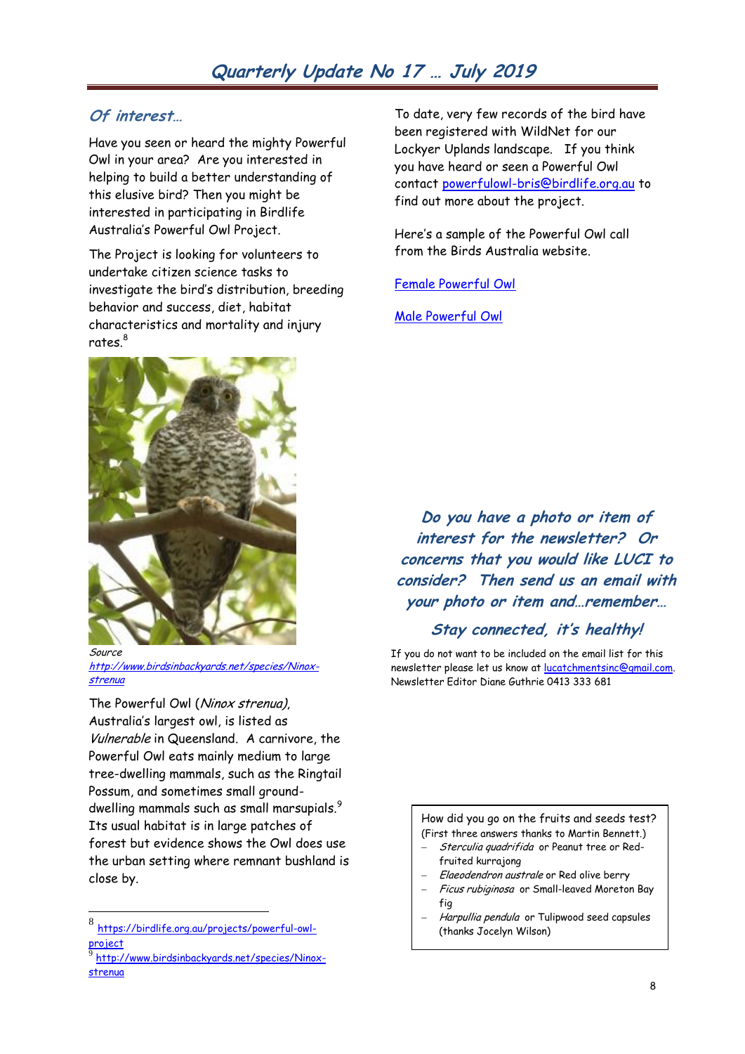## *Of interest…*

Have you seen or heard the mighty Powerful Owl in your area? Are you interested in helping to build a better understanding of this elusive bird? Then you might be interested in participating in Birdlife Australia's Powerful Owl Project.

The Project is looking for volunteers to undertake citizen science tasks to investigate the bird's distribution, breeding behavior and success, diet, habitat characteristics and mortality and injury rates.[8]

*Source* [http://www.birdsinbackyards.net/species/Ninox-strenua](http://www.birdsinbackyards.net/species/Ninox-strenua)

The Powerful Owl (*Ninox strenua),* Australia's largest owl, is listed as *Vulnerable* in Queensland. A carnivore, the Powerful Owl eats mainly medium to large tree-dwelling mammals, such as the Ringtail Possum, and sometimes small ground-dwelling mammals such as small marsupials.[9] Its usual habitat is in large patches of forest but evidence shows the Owl does use the urban setting where remnant bushland is close by.

To date, very few records of the bird have been registered with WildNet for our Lockyer Uplands landscape. If you think you have heard or seen a Powerful Owl contact [powerfulowl-bris@birdlife.org.au](mailto:powerfulowl-bris@birdlife.org.au) to find out more about the project.

Here's a sample of the Powerful Owl call from the Birds Australia website.

[Female Powerful Owl]

[Male Powerful Owl]

***Do you have a photo or item of interest for the newsletter? Or concerns that you would like LUCI to consider? Then send us an email with your photo or item and…remember…***

***Stay connected, it's healthy!***

If you do not want to be included on the email list for this newsletter please let us know at [lucatchmentsinc@gmail.com](mailto:lucatchmentsinc@gmail.com). Newsletter Editor Diane Guthrie 0413 333 681

How did you go on the fruits and seeds test?
(First three answers thanks to Martin Bennett.)

- *Sterculia quadrifida* or Peanut tree or Red-fruited kurrajong
- *Elaeodendron australe* or Red olive berry
- *Ficus rubiginosa* or Small-leaved Moreton Bay fig
- *Harpullia pendula* or Tulipwood seed capsules (thanks Jocelyn Wilson)

---

[8] [https://birdlife.org.au/projects/powerful-owl-project](https://birdlife.org.au/projects/powerful-owl-project)

[9] [http://www.birdsinbackyards.net/species/Ninox-strenua](http://www.birdsinbackyards.net/species/Ninox-strenua)